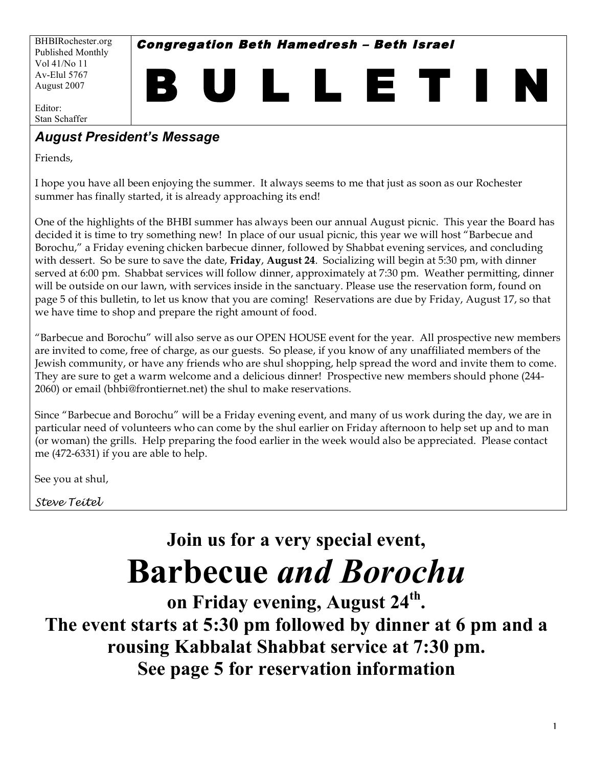BHBIRochester.org
Published Monthly
Vol 41/No 11
Av-Elul 5767
August 2007

Editor:
Stan Schaffer

**Congregation Beth Hamedresh – Beth Israel**

# B U L L E T I N

## *August President's Message*

Friends,

I hope you have all been enjoying the summer. It always seems to me that just as soon as our Rochester summer has finally started, it is already approaching its end!

One of the highlights of the BHBI summer has always been our annual August picnic. This year the Board has decided it is time to try something new! In place of our usual picnic, this year we will host "Barbecue and Borochu," a Friday evening chicken barbecue dinner, followed by Shabbat evening services, and concluding with dessert. So be sure to save the date, **Friday**, **August 24**. Socializing will begin at 5:30 pm, with dinner served at 6:00 pm. Shabbat services will follow dinner, approximately at 7:30 pm. Weather permitting, dinner will be outside on our lawn, with services inside in the sanctuary. Please use the reservation form, found on page 5 of this bulletin, to let us know that you are coming! Reservations are due by Friday, August 17, so that we have time to shop and prepare the right amount of food.

"Barbecue and Borochu" will also serve as our OPEN HOUSE event for the year. All prospective new members are invited to come, free of charge, as our guests. So please, if you know of any unaffiliated members of the Jewish community, or have any friends who are shul shopping, help spread the word and invite them to come. They are sure to get a warm welcome and a delicious dinner! Prospective new members should phone (244-2060) or email (bhbi@frontiernet.net) the shul to make reservations.

Since "Barbecue and Borochu" will be a Friday evening event, and many of us work during the day, we are in particular need of volunteers who can come by the shul earlier on Friday afternoon to help set up and to man (or woman) the grills. Help preparing the food earlier in the week would also be appreciated. Please contact me (472-6331) if you are able to help.

See you at shul,

*Steve Teitel*

**Join us for a very special event,**

# Barbecue *and Borochu*

**on Friday evening, August 24th.**
**The event starts at 5:30 pm followed by dinner at 6 pm and a rousing Kabbalat Shabbat service at 7:30 pm.**
**See page 5 for reservation information**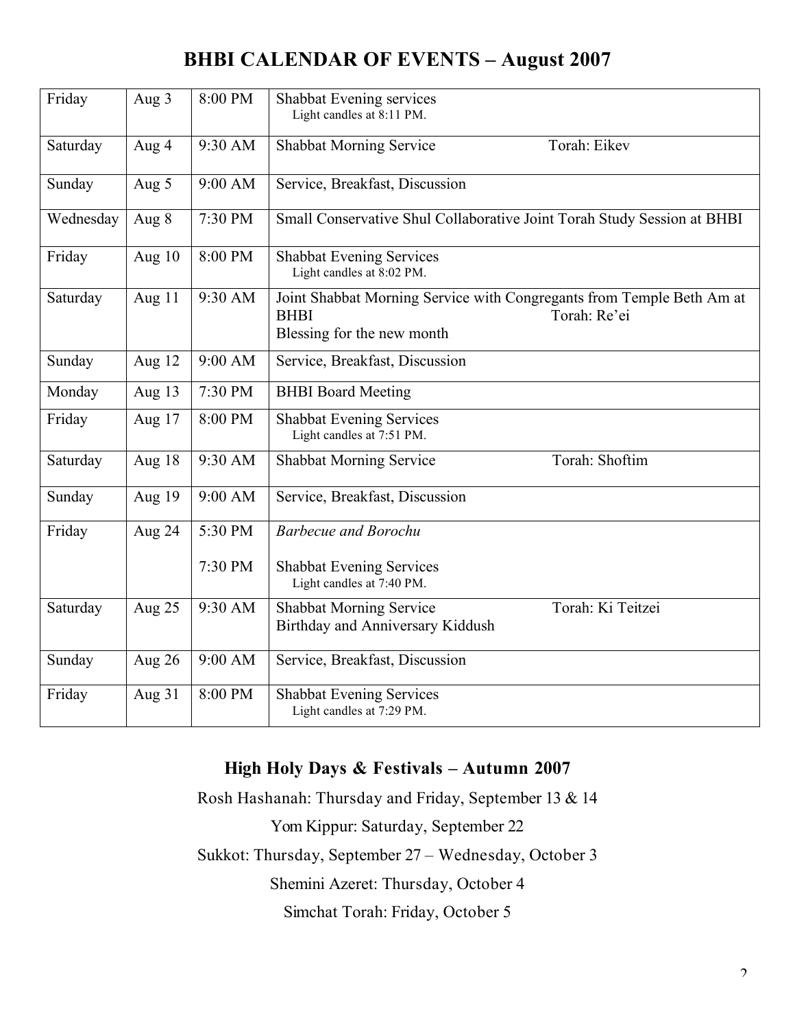# BHBI CALENDAR OF EVENTS – August 2007

| | | | |
|---|---|---|---|
| Friday | Aug 3 | 8:00 PM | Shabbat Evening services<br>Light candles at 8:11 PM. |
| Saturday | Aug 4 | 9:30 AM | Shabbat Morning Service Torah: Eikev |
| Sunday | Aug 5 | 9:00 AM | Service, Breakfast, Discussion |
| Wednesday | Aug 8 | 7:30 PM | Small Conservative Shul Collaborative Joint Torah Study Session at BHBI |
| Friday | Aug 10 | 8:00 PM | Shabbat Evening Services<br>Light candles at 8:02 PM. |
| Saturday | Aug 11 | 9:30 AM | Joint Shabbat Morning Service with Congregants from Temple Beth Am at BHBI Torah: Re'ei<br>Blessing for the new month |
| Sunday | Aug 12 | 9:00 AM | Service, Breakfast, Discussion |
| Monday | Aug 13 | 7:30 PM | BHBI Board Meeting |
| Friday | Aug 17 | 8:00 PM | Shabbat Evening Services<br>Light candles at 7:51 PM. |
| Saturday | Aug 18 | 9:30 AM | Shabbat Morning Service Torah: Shoftim |
| Sunday | Aug 19 | 9:00 AM | Service, Breakfast, Discussion |
| Friday | Aug 24 | 5:30 PM<br>7:30 PM | *Barbecue and Borochu*<br>Shabbat Evening Services<br>Light candles at 7:40 PM. |
| Saturday | Aug 25 | 9:30 AM | Shabbat Morning Service Torah: Ki Teitzei<br>Birthday and Anniversary Kiddush |
| Sunday | Aug 26 | 9:00 AM | Service, Breakfast, Discussion |
| Friday | Aug 31 | 8:00 PM | Shabbat Evening Services<br>Light candles at 7:29 PM. |

## High Holy Days & Festivals – Autumn 2007

Rosh Hashanah: Thursday and Friday, September 13 & 14

Yom Kippur: Saturday, September 22

Sukkot: Thursday, September 27 – Wednesday, October 3

Shemini Azeret: Thursday, October 4

Simchat Torah: Friday, October 5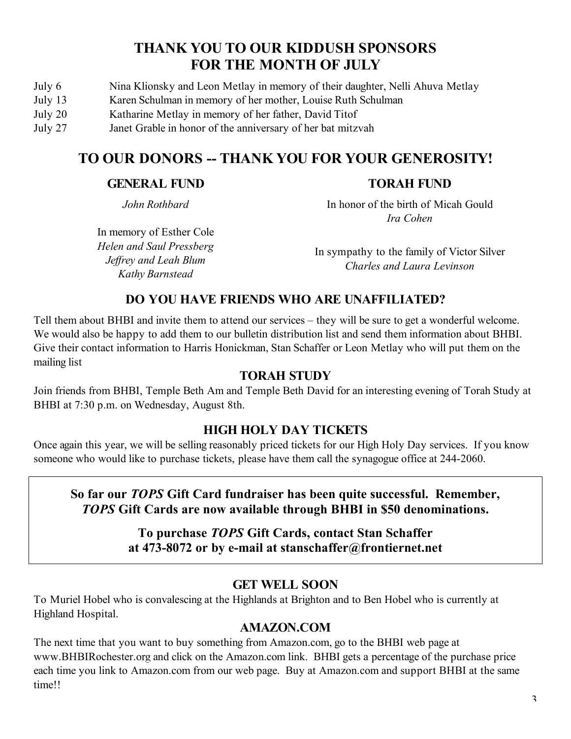## THANK YOU TO OUR KIDDUSH SPONSORS FOR THE MONTH OF JULY

July 6 Nina Klionsky and Leon Metlay in memory of their daughter, Nelli Ahuva Metlay

July 13 Karen Schulman in memory of her mother, Louise Ruth Schulman

July 20 Katharine Metlay in memory of her father, David Titof

July 27 Janet Grable in honor of the anniversary of her bat mitzvah

## TO OUR DONORS -- THANK YOU FOR YOUR GENEROSITY!

### GENERAL FUND

*John Rothbard*

In memory of Esther Cole
*Helen and Saul Pressberg*
*Jeffrey and Leah Blum*
*Kathy Barnstead*

### TORAH FUND

In honor of the birth of Micah Gould
*Ira Cohen*

In sympathy to the family of Victor Silver
*Charles and Laura Levinson*

### DO YOU HAVE FRIENDS WHO ARE UNAFFILIATED?

Tell them about BHBI and invite them to attend our services – they will be sure to get a wonderful welcome. We would also be happy to add them to our bulletin distribution list and send them information about BHBI. Give their contact information to Harris Honickman, Stan Schaffer or Leon Metlay who will put them on the mailing list

### TORAH STUDY

Join friends from BHBI, Temple Beth Am and Temple Beth David for an interesting evening of Torah Study at BHBI at 7:30 p.m. on Wednesday, August 8th.

### HIGH HOLY DAY TICKETS

Once again this year, we will be selling reasonably priced tickets for our High Holy Day services. If you know someone who would like to purchase tickets, please have them call the synagogue office at 244-2060.

**So far our *TOPS* Gift Card fundraiser has been quite successful. Remember, *TOPS* Gift Cards are now available through BHBI in $50 denominations.**

**To purchase *TOPS* Gift Cards, contact Stan Schaffer at 473-8072 or by e-mail at stanschaffer@frontiernet.net**

### GET WELL SOON

To Muriel Hobel who is convalescing at the Highlands at Brighton and to Ben Hobel who is currently at Highland Hospital.

### AMAZON.COM

The next time that you want to buy something from Amazon.com, go to the BHBI web page at www.BHBIRochester.org and click on the Amazon.com link. BHBI gets a percentage of the purchase price each time you link to Amazon.com from our web page. Buy at Amazon.com and support BHBI at the same time!!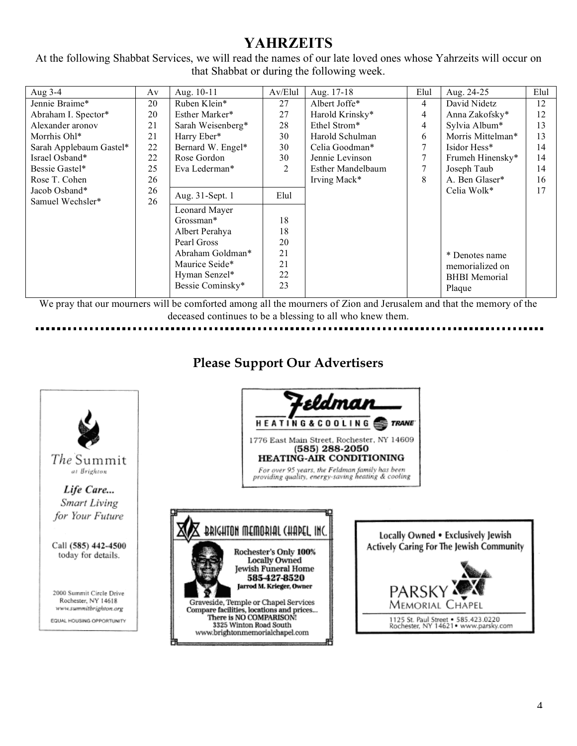# YAHRZEITS

At the following Shabbat Services, we will read the names of our late loved ones whose Yahrzeits will occur on that Shabbat or during the following week.

| Aug 3-4 | Av | Aug. 10-11 | Av/Elul | Aug. 17-18 | Elul | Aug. 24-25 | Elul |
|---|---|---|---|---|---|---|---|
| Jennie Braime* | 20 | Ruben Klein* | 27 | Albert Joffe* | 4 | David Nidetz | 12 |
| Abraham I. Spector* | 20 | Esther Marker* | 27 | Harold Krinsky* | 4 | Anna Zakofsky* | 12 |
| Alexander aronov | 21 | Sarah Weisenberg* | 28 | Ethel Strom* | 4 | Sylvia Album* | 13 |
| Morrhis Ohl* | 21 | Harry Eber* | 30 | Harold Schulman | 6 | Morris Mittelman* | 13 |
| Sarah Applebaum Gastel* | 22 | Bernard W. Engel* | 30 | Celia Goodman* | 7 | Isidor Hess* | 14 |
| Israel Osband* | 22 | Rose Gordon | 30 | Jennie Levinson | 7 | Frumeh Hinensky* | 14 |
| Bessie Gastel* | 25 | Eva Lederman* | 2 | Esther Mandelbaum | 7 | Joseph Taub | 14 |
| Rose T. Cohen | 26 | | | Irving Mack* | 8 | A. Ben Glaser* | 16 |
| Jacob Osband* | 26 | **Aug. 31-Sept. 1** | **Elul** | | | Celia Wolk* | 17 |
| Samuel Wechsler* | 26 | Leonard Mayer Grossman* | 18 | | | | |
| | | Albert Perahya | 18 | | | | |
| | | Pearl Gross | 20 | | | | |
| | | Abraham Goldman* | 21 | | | * Denotes name memorialized on BHBI Memorial Plaque | |
| | | Maurice Seide* | 21 | | | | |
| | | Hyman Senzel* | 22 | | | | |
| | | Bessie Cominsky* | 23 | | | | |

We pray that our mourners will be comforted among all the mourners of Zion and Jerusalem and that the memory of the deceased continues to be a blessing to all who knew them.

## Please Support Our Advertisers

The Summit at Brighton

*Life Care... Smart Living for Your Future*

Call (585) 442-4500 today for details.

2000 Summit Circle Drive
Rochester, NY 14618
www.summitbrighton.org

EQUAL HOUSING OPPORTUNITY

Feldman HEATING & COOLING TRANE

1776 East Main Street, Rochester, NY 14609
(585) 288-2050
HEATING-AIR CONDITIONING

*For over 95 years, the Feldman family has been providing quality, energy-saving heating & cooling*

BRIGHTON MEMORIAL CHAPEL, INC.

Rochester's Only 100% Locally Owned Jewish Funeral Home
585-427-8520
Jarrod M. Krieger, Owner

Graveside, Temple or Chapel Services
Compare facilities, locations and prices...
There is NO COMPARISON!
3325 Winton Road South
www.brightonmemorialchapel.com

Locally Owned • Exclusively Jewish
Actively Caring For The Jewish Community

PARSKY MEMORIAL CHAPEL

1125 St. Paul Street • 585.423.0220
Rochester, NY 14621 • www.parsky.com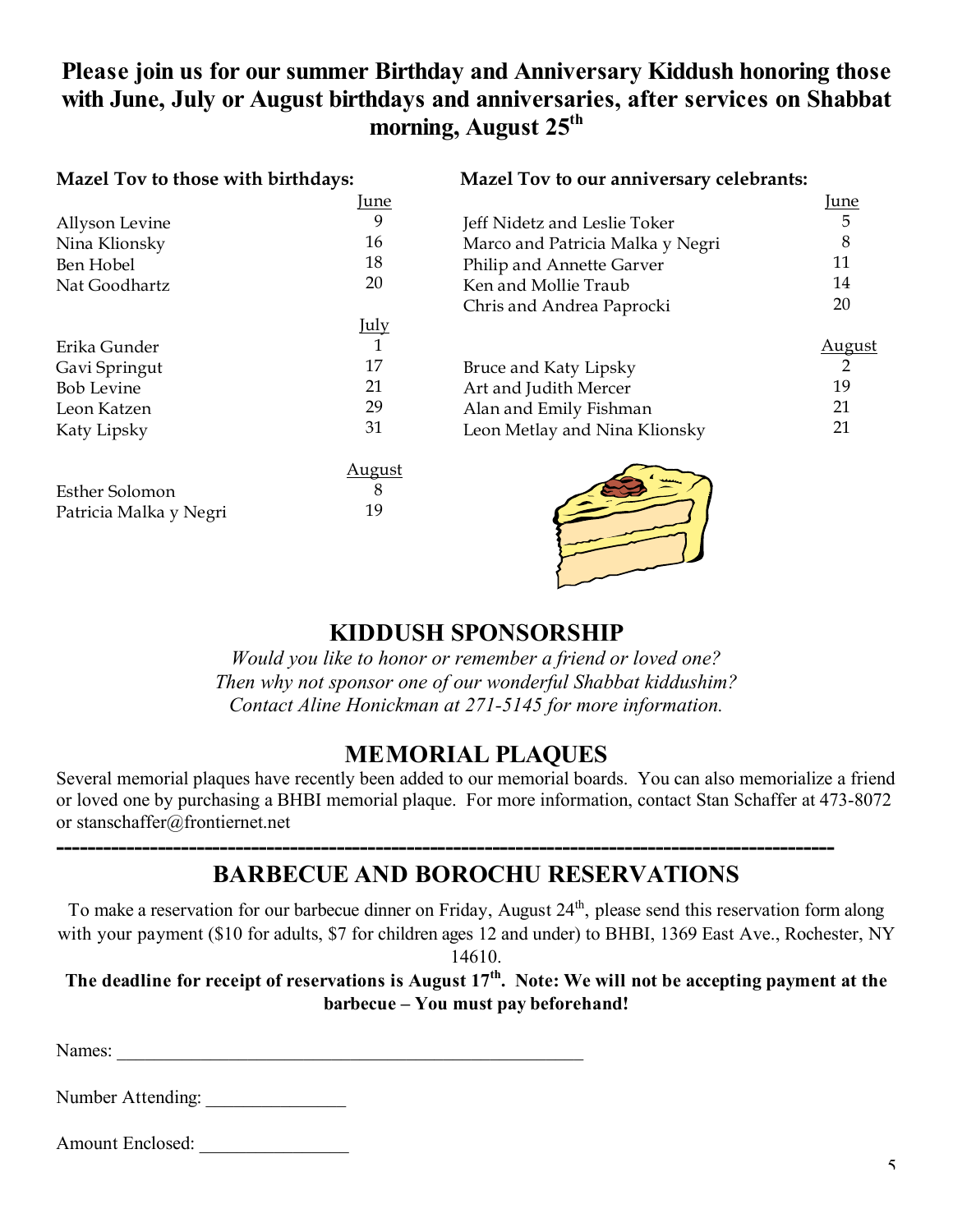**Please join us for our summer Birthday and Anniversary Kiddush honoring those with June, July or August birthdays and anniversaries, after services on Shabbat morning, August 25th**

**Mazel Tov to those with birthdays:**

| | June |
|---|---|
| Allyson Levine | 9 |
| Nina Klionsky | 16 |
| Ben Hobel | 18 |
| Nat Goodhartz | 20 |
| | July |
| Erika Gunder | 1 |
| Gavi Springut | 17 |
| Bob Levine | 21 |
| Leon Katzen | 29 |
| Katy Lipsky | 31 |
| | August |
| Esther Solomon | 8 |
| Patricia Malka y Negri | 19 |

**Mazel Tov to our anniversary celebrants:**

| | June |
|---|---|
| Jeff Nidetz and Leslie Toker | 5 |
| Marco and Patricia Malka y Negri | 8 |
| Philip and Annette Garver | 11 |
| Ken and Mollie Traub | 14 |
| Chris and Andrea Paprocki | 20 |
| | August |
| Bruce and Katy Lipsky | 2 |
| Art and Judith Mercer | 19 |
| Alan and Emily Fishman | 21 |
| Leon Metlay and Nina Klionsky | 21 |

## KIDDUSH SPONSORSHIP

*Would you like to honor or remember a friend or loved one?*
*Then why not sponsor one of our wonderful Shabbat kiddushim?*
*Contact Aline Honickman at 271-5145 for more information.*

## MEMORIAL PLAQUES

Several memorial plaques have recently been added to our memorial boards. You can also memorialize a friend or loved one by purchasing a BHBI memorial plaque. For more information, contact Stan Schaffer at 473-8072 or stanschaffer@frontiernet.net

---

## BARBECUE AND BOROCHU RESERVATIONS

To make a reservation for our barbecue dinner on Friday, August 24th, please send this reservation form along with your payment ($10 for adults, $7 for children ages 12 and under) to BHBI, 1369 East Ave., Rochester, NY 14610.

**The deadline for receipt of reservations is August 17th. Note: We will not be accepting payment at the barbecue – You must pay beforehand!**

Names: ____________________________________________________

Number Attending: _______________

Amount Enclosed: ________________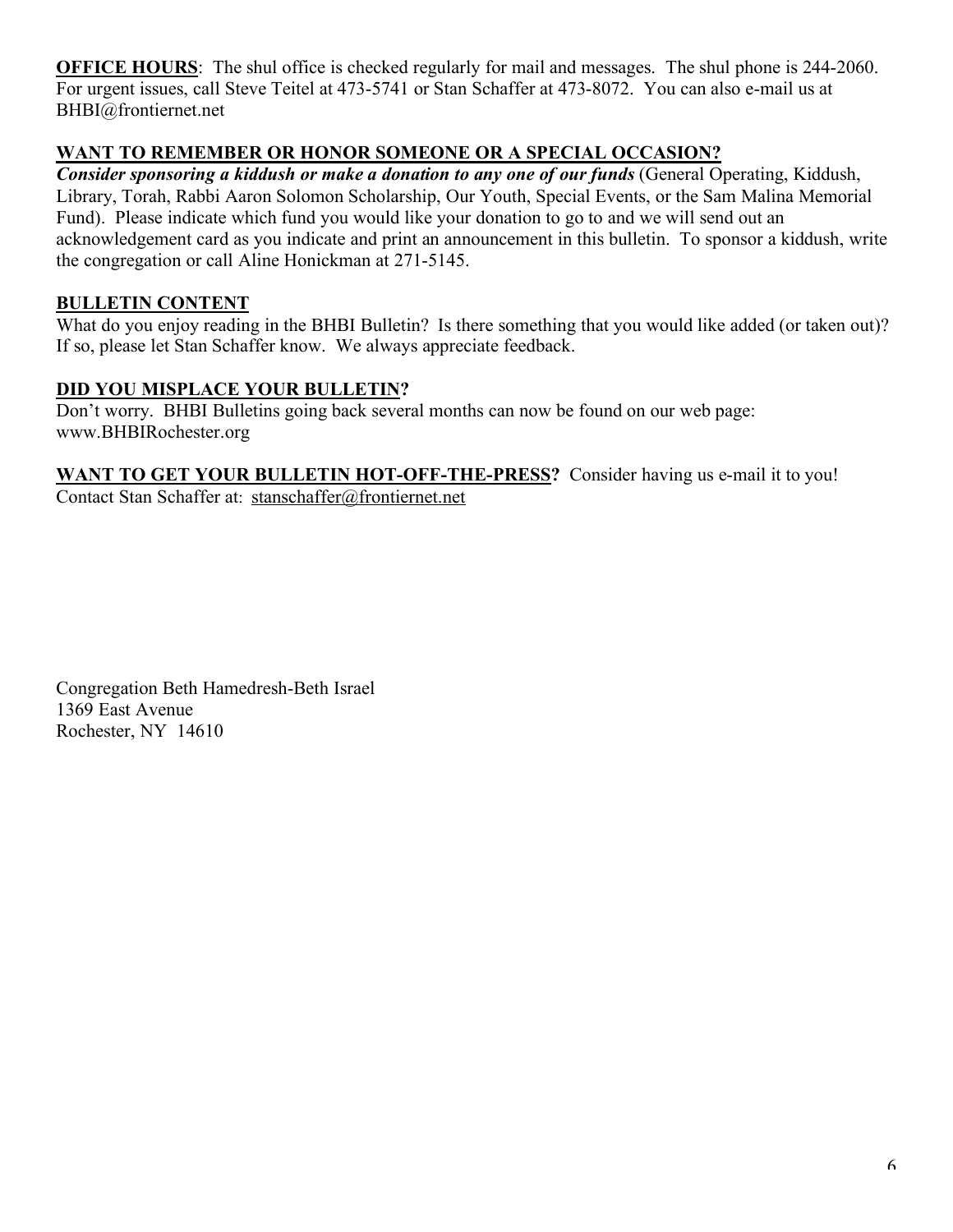**OFFICE HOURS**: The shul office is checked regularly for mail and messages. The shul phone is 244-2060. For urgent issues, call Steve Teitel at 473-5741 or Stan Schaffer at 473-8072. You can also e-mail us at BHBI@frontiernet.net

**WANT TO REMEMBER OR HONOR SOMEONE OR A SPECIAL OCCASION?**

***Consider sponsoring a kiddush or make a donation to any one of our funds*** (General Operating, Kiddush, Library, Torah, Rabbi Aaron Solomon Scholarship, Our Youth, Special Events, or the Sam Malina Memorial Fund). Please indicate which fund you would like your donation to go to and we will send out an acknowledgement card as you indicate and print an announcement in this bulletin. To sponsor a kiddush, write the congregation or call Aline Honickman at 271-5145.

**BULLETIN CONTENT**

What do you enjoy reading in the BHBI Bulletin? Is there something that you would like added (or taken out)? If so, please let Stan Schaffer know. We always appreciate feedback.

**DID YOU MISPLACE YOUR BULLETIN?**

Don't worry. BHBI Bulletins going back several months can now be found on our web page: www.BHBIRochester.org

**WANT TO GET YOUR BULLETIN HOT-OFF-THE-PRESS?** Consider having us e-mail it to you! Contact Stan Schaffer at: stanschaffer@frontiernet.net

Congregation Beth Hamedresh-Beth Israel
1369 East Avenue
Rochester, NY 14610